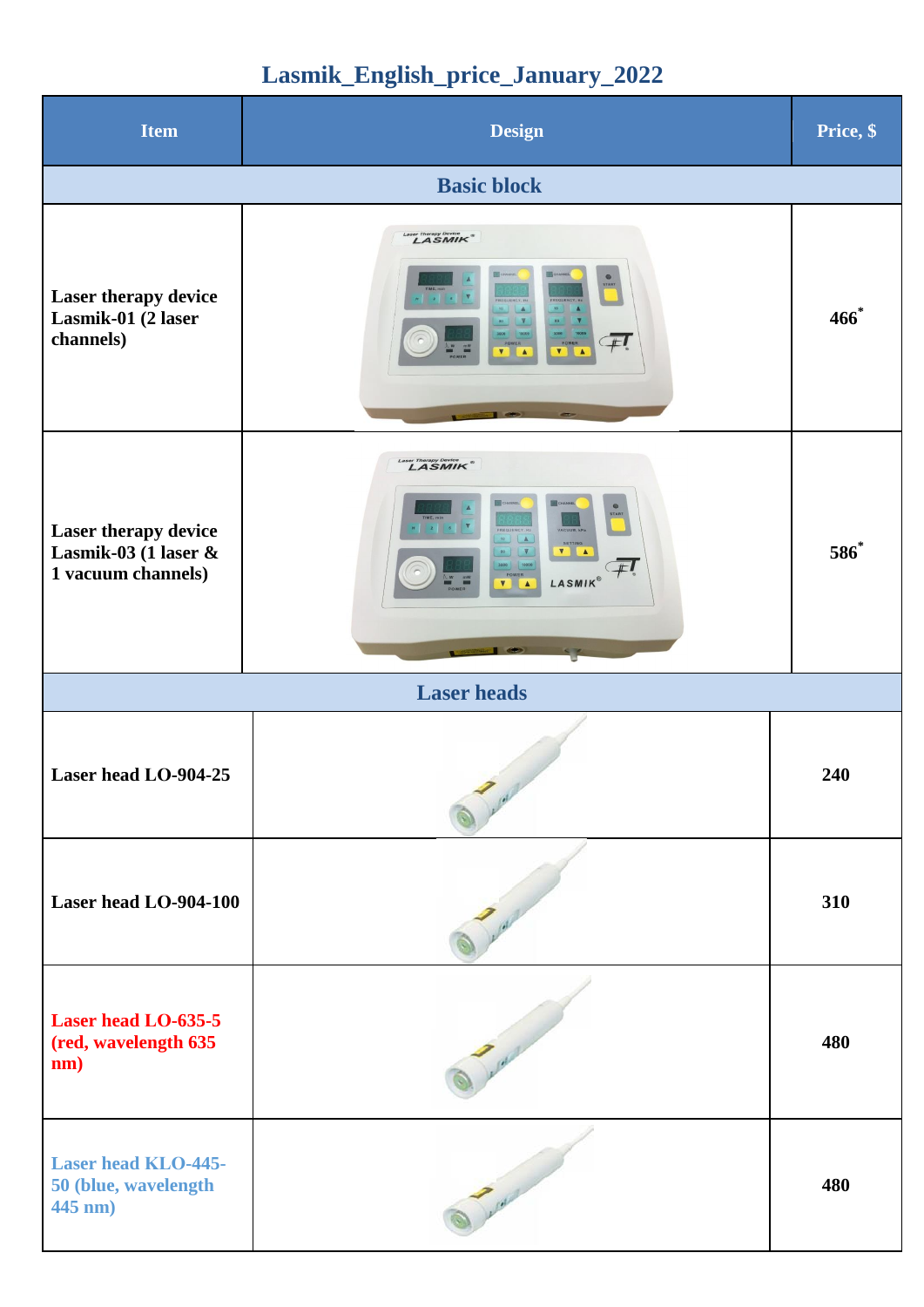# Lasmik_English_price_January_2022

| Item | Design | Price, $ |
|---|---|---|
| **Basic block** | | |
| **Laser therapy device Lasmik-01 (2 laser channels)** | | **466***|
| **Laser therapy device Lasmik-03 (1 laser & 1 vacuum channels)** | | **586*** |
| **Laser heads** | | |
| **Laser head LO-904-25** | | **240** |
| **Laser head LO-904-100** | | **310** |
| **Laser head LO-635-5 (red, wavelength 635 nm)** | | **480** |
| **Laser head KLO-445-50 (blue, wavelength 445 nm)** | | **480** |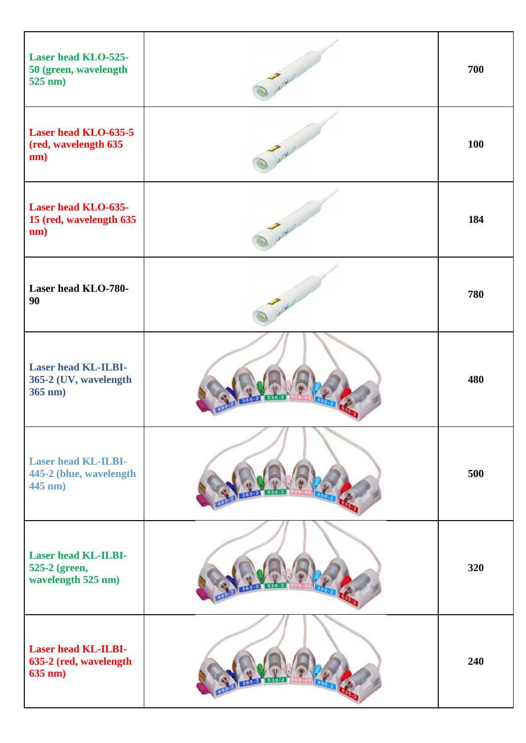| | | |
|---|---|---|
| **Laser head KLO-525-50 (green, wavelength 525 nm)** | | **700** |
| **Laser head KLO-635-5 (red, wavelength 635 nm)** | | **100** |
| **Laser head KLO-635-15 (red, wavelength 635 nm)** | | **184** |
| **Laser head KLO-780-90** | | **780** |
| **Laser head KL-ILBI-365-2 (UV, wavelength 365 nm)** | | **480** |
| **Laser head KL-ILBI-445-2 (blue, wavelength 445 nm)** | | **500** |
| **Laser head KL-ILBI-525-2 (green, wavelength 525 nm)** | | **320** |
| **Laser head KL-ILBI-635-2 (red, wavelength 635 nm)** | | **240** |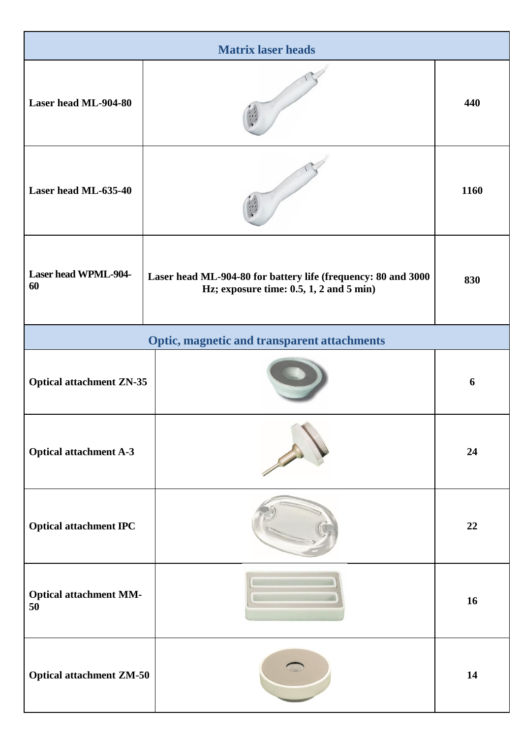| Matrix laser heads | | |
|---|---|---|
| **Laser head ML-904-80** | | **440** |
| **Laser head ML-635-40** | | **1160** |
| **Laser head WPML-904-60** | **Laser head ML-904-80 for battery life (frequency: 80 and 3000 Hz; exposure time: 0.5, 1, 2 and 5 min)** | **830** |
| **Optic, magnetic and transparent attachments** | | |
| **Optical attachment ZN-35** | | **6** |
| **Optical attachment A-3** | | **24** |
| **Optical attachment IPC** | | **22** |
| **Optical attachment MM-50** | | **16** |
| **Optical attachment ZM-50** | | **14** |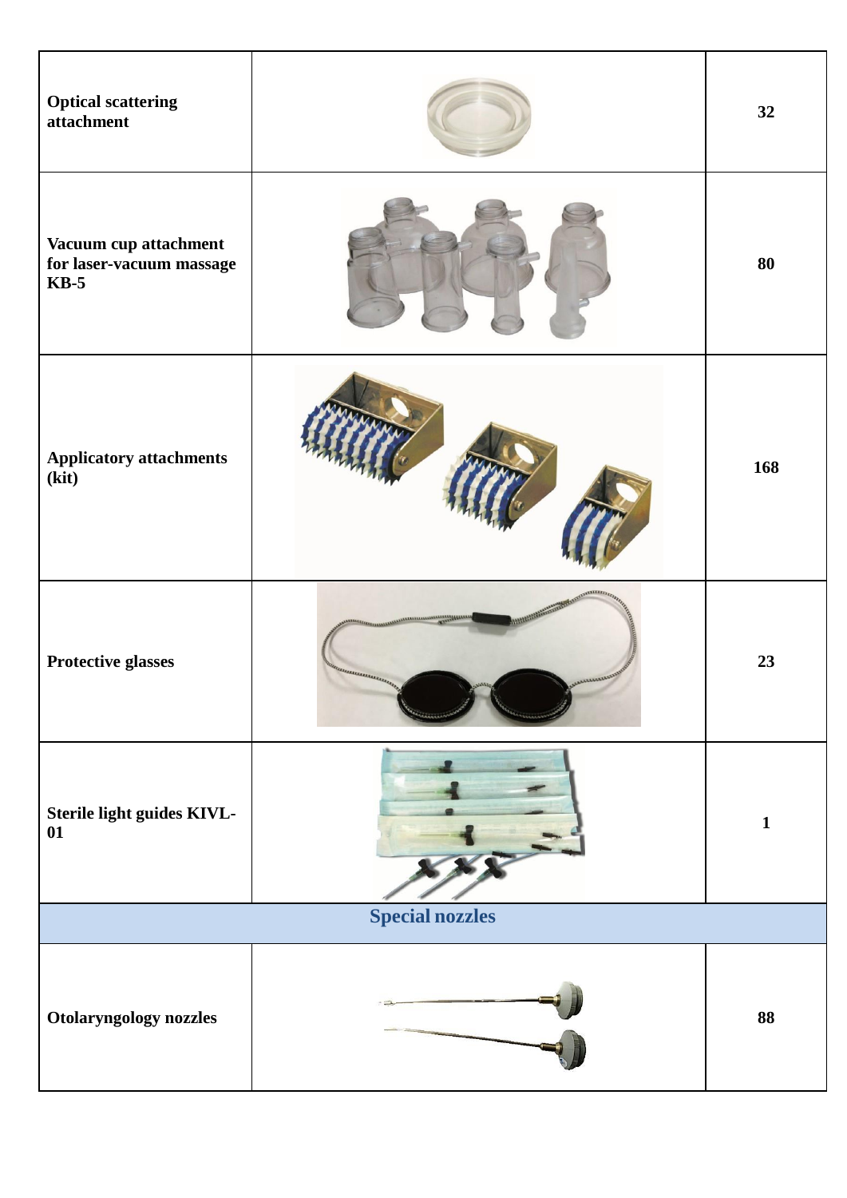| | | |
|---|---|---|
| **Optical scattering attachment** | | **32** |
| **Vacuum cup attachment for laser-vacuum massage KB-5** | | **80** |
| **Applicatory attachments (kit)** | | **168** |
| **Protective glasses** | | **23** |
| **Sterile light guides KIVL-01** | | **1** |
| **Special nozzles** | | |
| **Otolaryngology nozzles** | | **88** |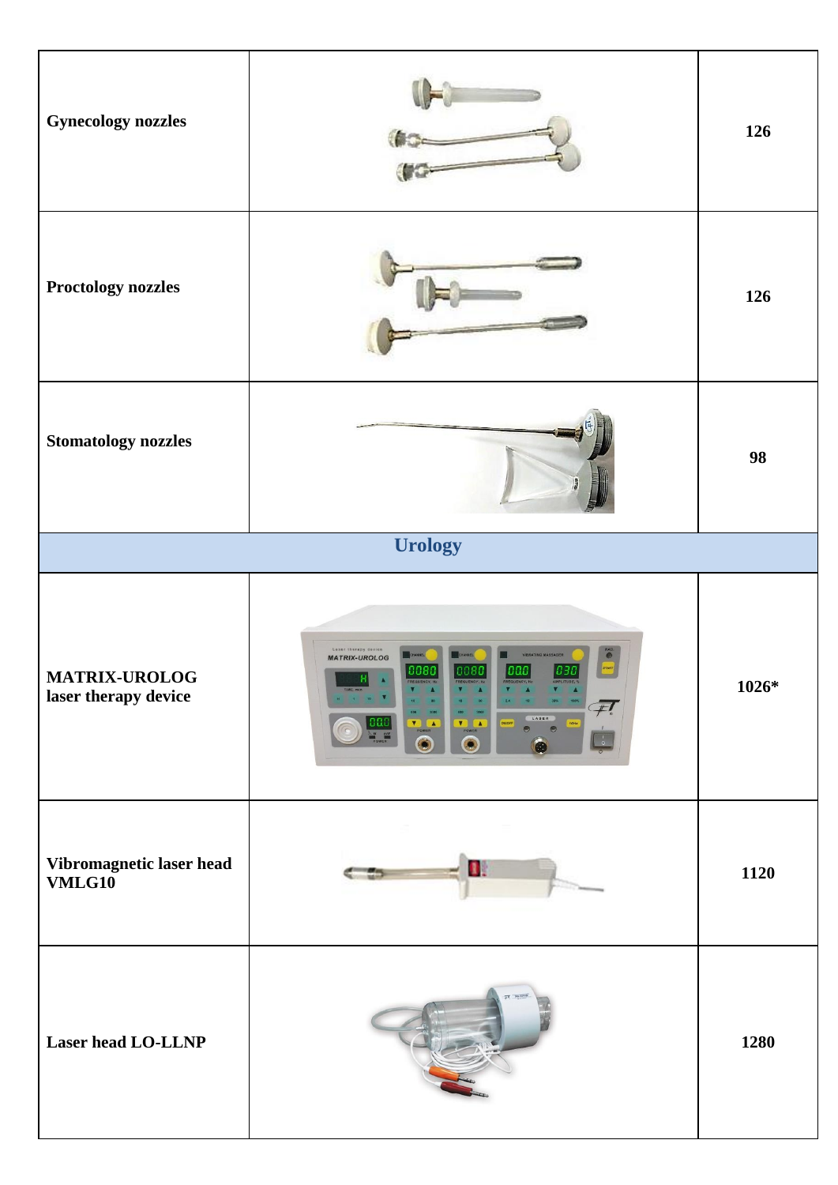| | | |
|---|---|---|
| **Gynecology nozzles** | | **126** |
| **Proctology nozzles** | | **126** |
| **Stomatology nozzles** | | **98** |
| **Urology** | | |
| **MATRIX-UROLOG laser therapy device** | | **1026*** |
| **Vibromagnetic laser head VMLG10** | | **1120** |
| **Laser head LO-LLNP** | | **1280** |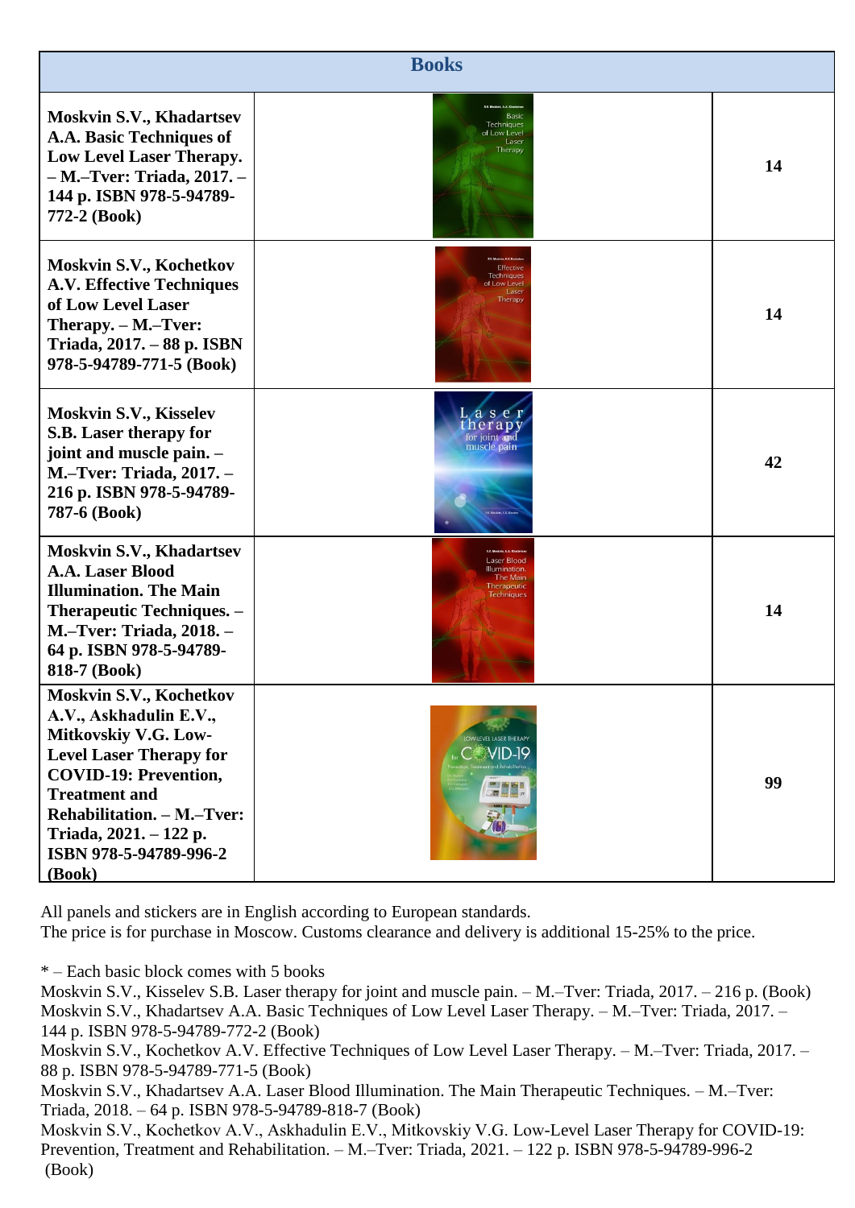| Books | | |
|---|---|---|
| **Moskvin S.V., Khadartsev A.A. Basic Techniques of Low Level Laser Therapy. – M.–Tver: Triada, 2017. – 144 p. ISBN 978-5-94789-772-2 (Book)** | | **14** |
| **Moskvin S.V., Kochetkov A.V. Effective Techniques of Low Level Laser Therapy. – M.–Tver: Triada, 2017. – 88 p. ISBN 978-5-94789-771-5 (Book)** | | **14** |
| **Moskvin S.V., Kisselev S.B. Laser therapy for joint and muscle pain. – M.–Tver: Triada, 2017. – 216 p. ISBN 978-5-94789-787-6 (Book)** | | **42** |
| **Moskvin S.V., Khadartsev A.A. Laser Blood Illumination. The Main Therapeutic Techniques. – M.–Tver: Triada, 2018. – 64 p. ISBN 978-5-94789-818-7 (Book)** | | **14** |
| **Moskvin S.V., Kochetkov A.V., Askhadulin E.V., Mitkovskiy V.G. Low-Level Laser Therapy for COVID-19: Prevention, Treatment and Rehabilitation. – M.–Tver: Triada, 2021. – 122 p. ISBN 978-5-94789-996-2 (Book)** | | **99** |

All panels and stickers are in English according to European standards.
The price is for purchase in Moscow. Customs clearance and delivery is additional 15-25% to the price.

* – Each basic block comes with 5 books
Moskvin S.V., Kisselev S.B. Laser therapy for joint and muscle pain. – M.–Tver: Triada, 2017. – 216 p. (Book)
Moskvin S.V., Khadartsev A.A. Basic Techniques of Low Level Laser Therapy. – M.–Tver: Triada, 2017. – 144 p. ISBN 978-5-94789-772-2 (Book)
Moskvin S.V., Kochetkov A.V. Effective Techniques of Low Level Laser Therapy. – M.–Tver: Triada, 2017. – 88 p. ISBN 978-5-94789-771-5 (Book)
Moskvin S.V., Khadartsev A.A. Laser Blood Illumination. The Main Therapeutic Techniques. – M.–Tver: Triada, 2018. – 64 p. ISBN 978-5-94789-818-7 (Book)
Moskvin S.V., Kochetkov A.V., Askhadulin E.V., Mitkovskiy V.G. Low-Level Laser Therapy for COVID-19: Prevention, Treatment and Rehabilitation. – M.–Tver: Triada, 2021. – 122 p. ISBN 978-5-94789-996-2 (Book)